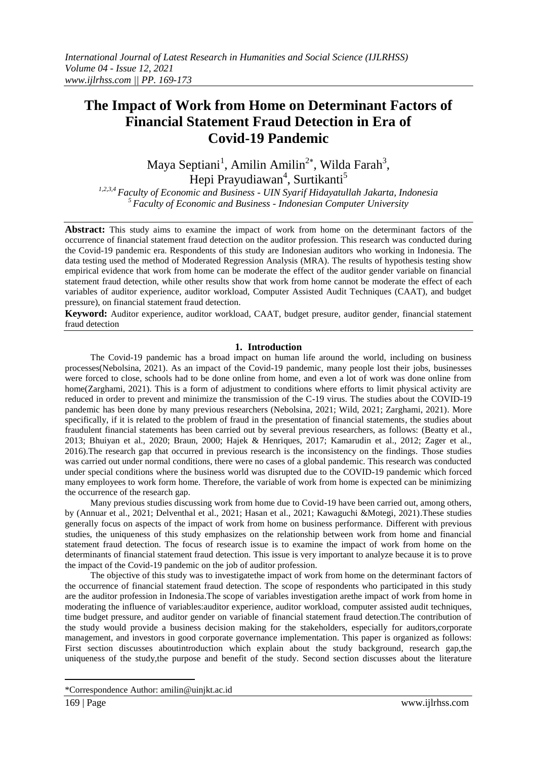# The Impact of Work from Home on Determinant Factors of Financial Statement Fraud Detection in Era of Covid-19 Pandemic

Maya Septiani[1], Amilin Amilin[2*], Wilda Farah[3], Hepi Prayudiawan[4], Surtikanti[5]

*[1,2,3,4] Faculty of Economic and Business - UIN Syarif Hidayatullah Jakarta, Indonesia*
*[5] Faculty of Economic and Business - Indonesian Computer University*

**Abstract:** This study aims to examine the impact of work from home on the determinant factors of the occurrence of financial statement fraud detection on the auditor profession. This research was conducted during the Covid-19 pandemic era. Respondents of this study are Indonesian auditors who working in Indonesia. The data testing used the method of Moderated Regression Analysis (MRA). The results of hypothesis testing show empirical evidence that work from home can be moderate the effect of the auditor gender variable on financial statement fraud detection, while other results show that work from home cannot be moderate the effect of each variables of auditor experience, auditor workload, Computer Assisted Audit Techniques (CAAT), and budget pressure), on financial statement fraud detection.

**Keyword:** Auditor experience, auditor workload, CAAT, budget presure, auditor gender, financial statement fraud detection

## 1. Introduction

The Covid-19 pandemic has a broad impact on human life around the world, including on business processes(Nebolsina, 2021). As an impact of the Covid-19 pandemic, many people lost their jobs, businesses were forced to close, schools had to be done online from home, and even a lot of work was done online from home(Zarghami, 2021). This is a form of adjustment to conditions where efforts to limit physical activity are reduced in order to prevent and minimize the transmission of the C-19 virus. The studies about the COVID-19 pandemic has been done by many previous researchers (Nebolsina, 2021; Wild, 2021; Zarghami, 2021). More specifically, if it is related to the problem of fraud in the presentation of financial statements, the studies about fraudulent financial statements has been carried out by several previous researchers, as follows: (Beatty et al., 2013; Bhuiyan et al., 2020; Braun, 2000; Hajek & Henriques, 2017; Kamarudin et al., 2012; Zager et al., 2016).The research gap that occurred in previous research is the inconsistency on the findings. Those studies was carried out under normal conditions, there were no cases of a global pandemic. This research was conducted under special conditions where the business world was disrupted due to the COVID-19 pandemic which forced many employees to work form home. Therefore, the variable of work from home is expected can be minimizing the occurrence of the research gap.

Many previous studies discussing work from home due to Covid-19 have been carried out, among others, by (Annuar et al., 2021; Delventhal et al., 2021; Hasan et al., 2021; Kawaguchi &Motegi, 2021).These studies generally focus on aspects of the impact of work from home on business performance. Different with previous studies, the uniqueness of this study emphasizes on the relationship between work from home and financial statement fraud detection. The focus of research issue is to examine the impact of work from home on the determinants of financial statement fraud detection. This issue is very important to analyze because it is to prove the impact of the Covid-19 pandemic on the job of auditor profession.

The objective of this study was to investigatethe impact of work from home on the determinant factors of the occurrence of financial statement fraud detection. The scope of respondents who participated in this study are the auditor profession in Indonesia.The scope of variables investigation arethe impact of work from home in moderating the influence of variables:auditor experience, auditor workload, computer assisted audit techniques, time budget pressure, and auditor gender on variable of financial statement fraud detection.The contribution of the study would provide a business decision making for the stakeholders, especially for auditors,corporate management, and investors in good corporate governance implementation. This paper is organized as follows: First section discusses aboutintroduction which explain about the study background, research gap,the uniqueness of the study,the purpose and benefit of the study. Second section discusses about the literature

*Correspondence Author: amilin@uinjkt.ac.id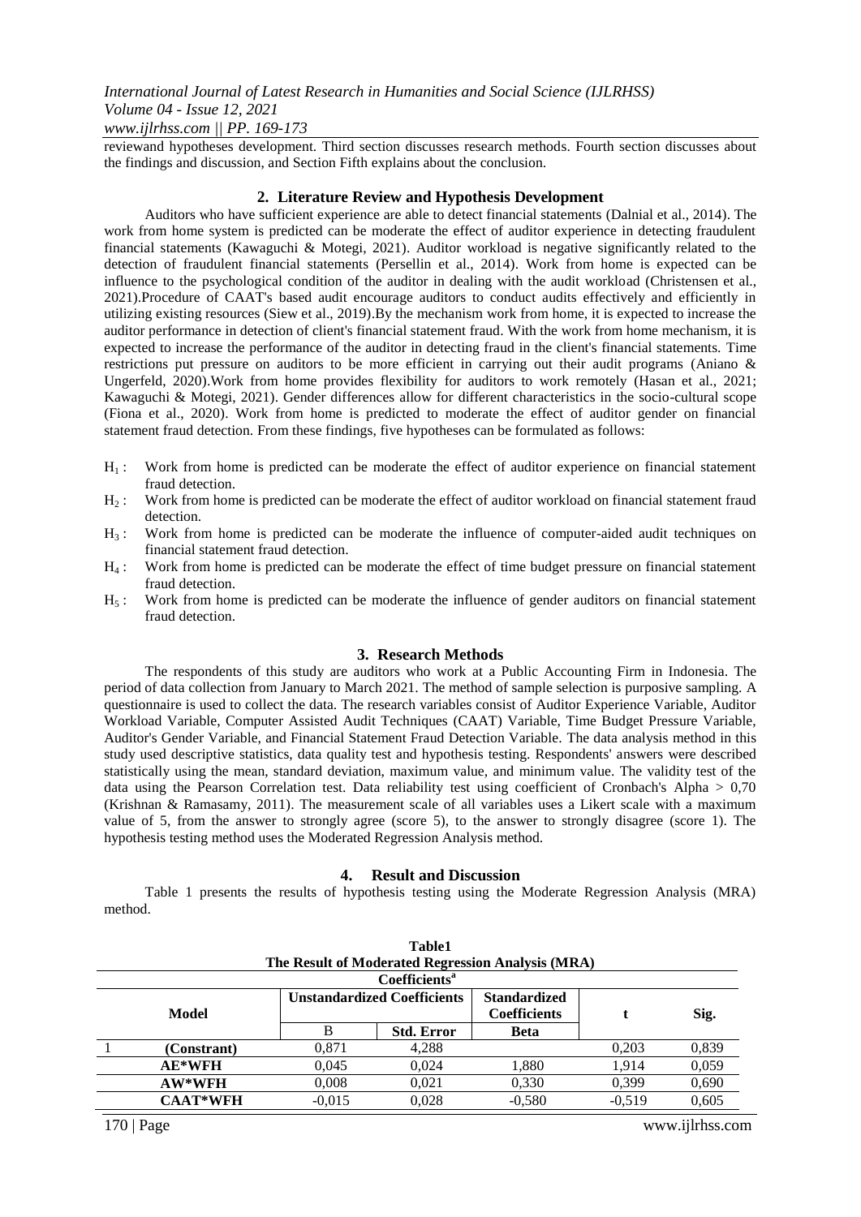reviewand hypotheses development. Third section discusses research methods. Fourth section discusses about the findings and discussion, and Section Fifth explains about the conclusion.

## 2. Literature Review and Hypothesis Development

Auditors who have sufficient experience are able to detect financial statements (Dalnial et al., 2014). The work from home system is predicted can be moderate the effect of auditor experience in detecting fraudulent financial statements (Kawaguchi & Motegi, 2021). Auditor workload is negative significantly related to the detection of fraudulent financial statements (Persellin et al., 2014). Work from home is expected can be influence to the psychological condition of the auditor in dealing with the audit workload (Christensen et al., 2021).Procedure of CAAT's based audit encourage auditors to conduct audits effectively and efficiently in utilizing existing resources (Siew et al., 2019).By the mechanism work from home, it is expected to increase the auditor performance in detection of client's financial statement fraud. With the work from home mechanism, it is expected to increase the performance of the auditor in detecting fraud in the client's financial statements. Time restrictions put pressure on auditors to be more efficient in carrying out their audit programs (Aniano & Ungerfeld, 2020).Work from home provides flexibility for auditors to work remotely (Hasan et al., 2021; Kawaguchi & Motegi, 2021). Gender differences allow for different characteristics in the socio-cultural scope (Fiona et al., 2020). Work from home is predicted to moderate the effect of auditor gender on financial statement fraud detection. From these findings, five hypotheses can be formulated as follows:

- $H_1$ : Work from home is predicted can be moderate the effect of auditor experience on financial statement fraud detection.
- $H_2$ : Work from home is predicted can be moderate the effect of auditor workload on financial statement fraud detection.
- $H_3$ : Work from home is predicted can be moderate the influence of computer-aided audit techniques on financial statement fraud detection.
- $H_4$ : Work from home is predicted can be moderate the effect of time budget pressure on financial statement fraud detection.
- $H_5$ : Work from home is predicted can be moderate the influence of gender auditors on financial statement fraud detection.

## 3. Research Methods

The respondents of this study are auditors who work at a Public Accounting Firm in Indonesia. The period of data collection from January to March 2021. The method of sample selection is purposive sampling. A questionnaire is used to collect the data. The research variables consist of Auditor Experience Variable, Auditor Workload Variable, Computer Assisted Audit Techniques (CAAT) Variable, Time Budget Pressure Variable, Auditor's Gender Variable, and Financial Statement Fraud Detection Variable. The data analysis method in this study used descriptive statistics, data quality test and hypothesis testing. Respondents' answers were described statistically using the mean, standard deviation, maximum value, and minimum value. The validity test of the data using the Pearson Correlation test. Data reliability test using coefficient of Cronbach's Alpha > 0,70 (Krishnan & Ramasamy, 2011). The measurement scale of all variables uses a Likert scale with a maximum value of 5, from the answer to strongly agree (score 5), to the answer to strongly disagree (score 1). The hypothesis testing method uses the Moderated Regression Analysis method.

## 4. Result and Discussion

Table 1 presents the results of hypothesis testing using the Moderate Regression Analysis (MRA) method.

**Table1**
**The Result of Moderated Regression Analysis (MRA)**

**Coefficients[a]**

| Model | | Unstandardized Coefficients | | Standardized Coefficients | t | Sig. |
|---|---|---|---|---|---|---|
| | | B | Std. Error | Beta | | |
| 1 | (Constrant) | 0,871 | 4,288 | | 0,203 | 0,839 |
| | AE*WFH | 0,045 | 0,024 | 1,880 | 1,914 | 0,059 |
| | AW*WFH | 0,008 | 0,021 | 0,330 | 0,399 | 0,690 |
| | CAAT*WFH | -0,015 | 0,028 | -0,580 | -0,519 | 0,605 |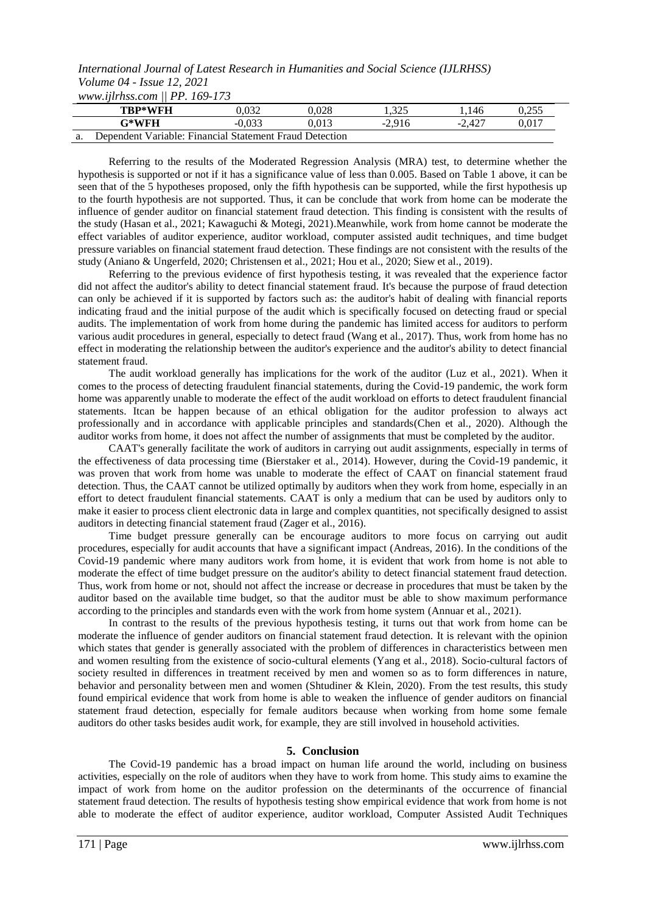| TBP*WFH | 0,032 | 0,028 | 1,325 | 1,146 | 0,255 |
|---|---|---|---|---|---|
| G*WFH | -0,033 | 0,013 | -2,916 | -2,427 | 0,017 |

a. Dependent Variable: Financial Statement Fraud Detection

Referring to the results of the Moderated Regression Analysis (MRA) test, to determine whether the hypothesis is supported or not if it has a significance value of less than 0.005. Based on Table 1 above, it can be seen that of the 5 hypotheses proposed, only the fifth hypothesis can be supported, while the first hypothesis up to the fourth hypothesis are not supported. Thus, it can be conclude that work from home can be moderate the influence of gender auditor on financial statement fraud detection. This finding is consistent with the results of the study (Hasan et al., 2021; Kawaguchi & Motegi, 2021).Meanwhile, work from home cannot be moderate the effect variables of auditor experience, auditor workload, computer assisted audit techniques, and time budget pressure variables on financial statement fraud detection. These findings are not consistent with the results of the study (Aniano & Ungerfeld, 2020; Christensen et al., 2021; Hou et al., 2020; Siew et al., 2019).

Referring to the previous evidence of first hypothesis testing, it was revealed that the experience factor did not affect the auditor's ability to detect financial statement fraud. It's because the purpose of fraud detection can only be achieved if it is supported by factors such as: the auditor's habit of dealing with financial reports indicating fraud and the initial purpose of the audit which is specifically focused on detecting fraud or special audits. The implementation of work from home during the pandemic has limited access for auditors to perform various audit procedures in general, especially to detect fraud (Wang et al., 2017). Thus, work from home has no effect in moderating the relationship between the auditor's experience and the auditor's ability to detect financial statement fraud.

The audit workload generally has implications for the work of the auditor (Luz et al., 2021). When it comes to the process of detecting fraudulent financial statements, during the Covid-19 pandemic, the work form home was apparently unable to moderate the effect of the audit workload on efforts to detect fraudulent financial statements. Itcan be happen because of an ethical obligation for the auditor profession to always act professionally and in accordance with applicable principles and standards(Chen et al., 2020). Although the auditor works from home, it does not affect the number of assignments that must be completed by the auditor.

CAAT's generally facilitate the work of auditors in carrying out audit assignments, especially in terms of the effectiveness of data processing time (Bierstaker et al., 2014). However, during the Covid-19 pandemic, it was proven that work from home was unable to moderate the effect of CAAT on financial statement fraud detection. Thus, the CAAT cannot be utilized optimally by auditors when they work from home, especially in an effort to detect fraudulent financial statements. CAAT is only a medium that can be used by auditors only to make it easier to process client electronic data in large and complex quantities, not specifically designed to assist auditors in detecting financial statement fraud (Zager et al., 2016).

Time budget pressure generally can be encourage auditors to more focus on carrying out audit procedures, especially for audit accounts that have a significant impact (Andreas, 2016). In the conditions of the Covid-19 pandemic where many auditors work from home, it is evident that work from home is not able to moderate the effect of time budget pressure on the auditor's ability to detect financial statement fraud detection. Thus, work from home or not, should not affect the increase or decrease in procedures that must be taken by the auditor based on the available time budget, so that the auditor must be able to show maximum performance according to the principles and standards even with the work from home system (Annuar et al., 2021).

In contrast to the results of the previous hypothesis testing, it turns out that work from home can be moderate the influence of gender auditors on financial statement fraud detection. It is relevant with the opinion which states that gender is generally associated with the problem of differences in characteristics between men and women resulting from the existence of socio-cultural elements (Yang et al., 2018). Socio-cultural factors of society resulted in differences in treatment received by men and women so as to form differences in nature, behavior and personality between men and women (Shtudiner & Klein, 2020). From the test results, this study found empirical evidence that work from home is able to weaken the influence of gender auditors on financial statement fraud detection, especially for female auditors because when working from home some female auditors do other tasks besides audit work, for example, they are still involved in household activities.

## 5. Conclusion

The Covid-19 pandemic has a broad impact on human life around the world, including on business activities, especially on the role of auditors when they have to work from home. This study aims to examine the impact of work from home on the auditor profession on the determinants of the occurrence of financial statement fraud detection. The results of hypothesis testing show empirical evidence that work from home is not able to moderate the effect of auditor experience, auditor workload, Computer Assisted Audit Techniques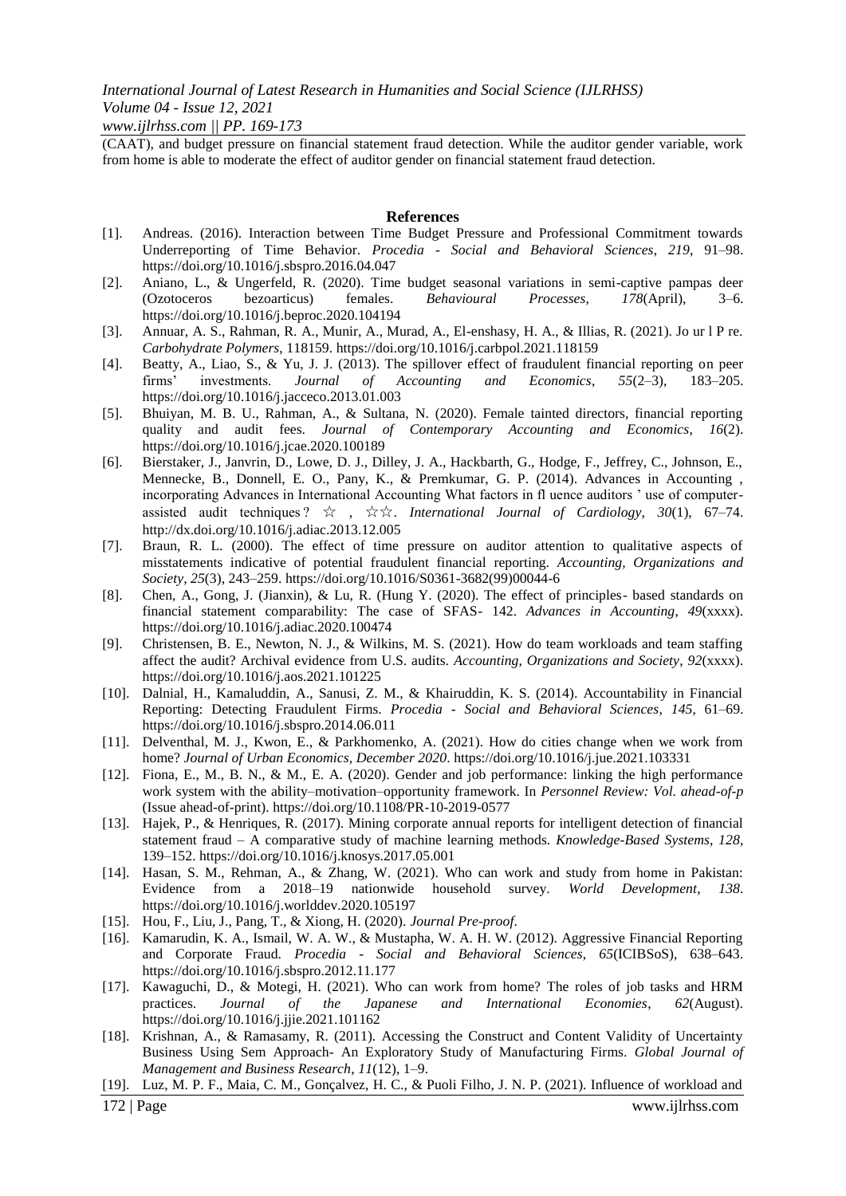(CAAT), and budget pressure on financial statement fraud detection. While the auditor gender variable, work from home is able to moderate the effect of auditor gender on financial statement fraud detection.

## References

[1]. Andreas. (2016). Interaction between Time Budget Pressure and Professional Commitment towards Underreporting of Time Behavior. *Procedia - Social and Behavioral Sciences*, *219*, 91–98. https://doi.org/10.1016/j.sbspro.2016.04.047

[2]. Aniano, L., & Ungerfeld, R. (2020). Time budget seasonal variations in semi-captive pampas deer (Ozotoceros bezoarticus) females. *Behavioural Processes*, *178*(April), 3–6. https://doi.org/10.1016/j.beproc.2020.104194

[3]. Annuar, A. S., Rahman, R. A., Munir, A., Murad, A., El-enshasy, H. A., & Illias, R. (2021). Jo ur l P re. *Carbohydrate Polymers*, 118159. https://doi.org/10.1016/j.carbpol.2021.118159

[4]. Beatty, A., Liao, S., & Yu, J. J. (2013). The spillover effect of fraudulent financial reporting on peer firms' investments. *Journal of Accounting and Economics*, *55*(2–3), 183–205. https://doi.org/10.1016/j.jacceco.2013.01.003

[5]. Bhuiyan, M. B. U., Rahman, A., & Sultana, N. (2020). Female tainted directors, financial reporting quality and audit fees. *Journal of Contemporary Accounting and Economics*, *16*(2). https://doi.org/10.1016/j.jcae.2020.100189

[6]. Bierstaker, J., Janvrin, D., Lowe, D. J., Dilley, J. A., Hackbarth, G., Hodge, F., Jeffrey, C., Johnson, E., Mennecke, B., Donnell, E. O., Pany, K., & Premkumar, G. P. (2014). Advances in Accounting , incorporating Advances in International Accounting What factors in fl uence auditors ' use of computer-assisted audit techniques ? ☆ , ☆☆. *International Journal of Cardiology*, *30*(1), 67–74. http://dx.doi.org/10.1016/j.adiac.2013.12.005

[7]. Braun, R. L. (2000). The effect of time pressure on auditor attention to qualitative aspects of misstatements indicative of potential fraudulent financial reporting. *Accounting, Organizations and Society*, *25*(3), 243–259. https://doi.org/10.1016/S0361-3682(99)00044-6

[8]. Chen, A., Gong, J. (Jianxin), & Lu, R. (Hung Y. (2020). The effect of principles- based standards on financial statement comparability: The case of SFAS- 142. *Advances in Accounting*, *49*(xxxx). https://doi.org/10.1016/j.adiac.2020.100474

[9]. Christensen, B. E., Newton, N. J., & Wilkins, M. S. (2021). How do team workloads and team staffing affect the audit? Archival evidence from U.S. audits. *Accounting, Organizations and Society*, *92*(xxxx). https://doi.org/10.1016/j.aos.2021.101225

[10]. Dalnial, H., Kamaluddin, A., Sanusi, Z. M., & Khairuddin, K. S. (2014). Accountability in Financial Reporting: Detecting Fraudulent Firms. *Procedia - Social and Behavioral Sciences*, *145*, 61–69. https://doi.org/10.1016/j.sbspro.2014.06.011

[11]. Delventhal, M. J., Kwon, E., & Parkhomenko, A. (2021). How do cities change when we work from home? *Journal of Urban Economics*, *December 2020*. https://doi.org/10.1016/j.jue.2021.103331

[12]. Fiona, E., M., B. N., & M., E. A. (2020). Gender and job performance: linking the high performance work system with the ability–motivation–opportunity framework. In *Personnel Review: Vol. ahead-of-p* (Issue ahead-of-print). https://doi.org/10.1108/PR-10-2019-0577

[13]. Hajek, P., & Henriques, R. (2017). Mining corporate annual reports for intelligent detection of financial statement fraud – A comparative study of machine learning methods. *Knowledge-Based Systems*, *128*, 139–152. https://doi.org/10.1016/j.knosys.2017.05.001

[14]. Hasan, S. M., Rehman, A., & Zhang, W. (2021). Who can work and study from home in Pakistan: Evidence from a 2018–19 nationwide household survey. *World Development*, *138*. https://doi.org/10.1016/j.worlddev.2020.105197

[15]. Hou, F., Liu, J., Pang, T., & Xiong, H. (2020). *Journal Pre-proof*.

[16]. Kamarudin, K. A., Ismail, W. A. W., & Mustapha, W. A. H. W. (2012). Aggressive Financial Reporting and Corporate Fraud. *Procedia - Social and Behavioral Sciences*, *65*(ICIBSoS), 638–643. https://doi.org/10.1016/j.sbspro.2012.11.177

[17]. Kawaguchi, D., & Motegi, H. (2021). Who can work from home? The roles of job tasks and HRM practices. *Journal of the Japanese and International Economies*, *62*(August). https://doi.org/10.1016/j.jjie.2021.101162

[18]. Krishnan, A., & Ramasamy, R. (2011). Accessing the Construct and Content Validity of Uncertainty Business Using Sem Approach- An Exploratory Study of Manufacturing Firms. *Global Journal of Management and Business Research*, *11*(12), 1–9.

[19]. Luz, M. P. F., Maia, C. M., Gonçalvez, H. C., & Puoli Filho, J. N. P. (2021). Influence of workload and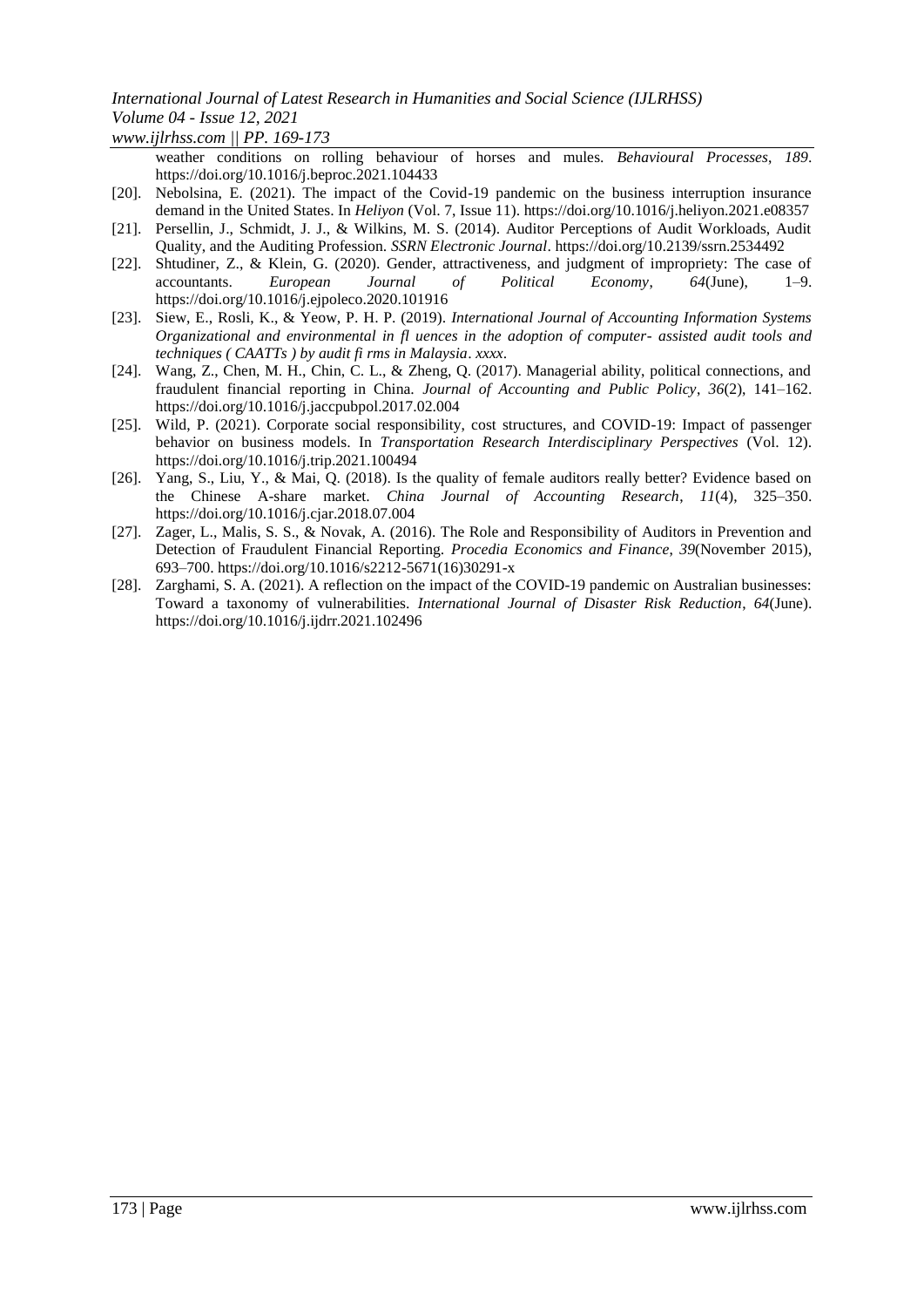weather conditions on rolling behaviour of horses and mules. *Behavioural Processes*, *189*. https://doi.org/10.1016/j.beproc.2021.104433

[20]. Nebolsina, E. (2021). The impact of the Covid-19 pandemic on the business interruption insurance demand in the United States. In *Heliyon* (Vol. 7, Issue 11). https://doi.org/10.1016/j.heliyon.2021.e08357

[21]. Persellin, J., Schmidt, J. J., & Wilkins, M. S. (2014). Auditor Perceptions of Audit Workloads, Audit Quality, and the Auditing Profession. *SSRN Electronic Journal*. https://doi.org/10.2139/ssrn.2534492

[22]. Shtudiner, Z., & Klein, G. (2020). Gender, attractiveness, and judgment of impropriety: The case of accountants. *European Journal of Political Economy*, *64*(June), 1–9. https://doi.org/10.1016/j.ejpoleco.2020.101916

[23]. Siew, E., Rosli, K., & Yeow, P. H. P. (2019). *International Journal of Accounting Information Systems Organizational and environmental in fl uences in the adoption of computer- assisted audit tools and techniques ( CAATTs ) by audit fi rms in Malaysia*. *xxxx*.

[24]. Wang, Z., Chen, M. H., Chin, C. L., & Zheng, Q. (2017). Managerial ability, political connections, and fraudulent financial reporting in China. *Journal of Accounting and Public Policy*, *36*(2), 141–162. https://doi.org/10.1016/j.jaccpubpol.2017.02.004

[25]. Wild, P. (2021). Corporate social responsibility, cost structures, and COVID-19: Impact of passenger behavior on business models. In *Transportation Research Interdisciplinary Perspectives* (Vol. 12). https://doi.org/10.1016/j.trip.2021.100494

[26]. Yang, S., Liu, Y., & Mai, Q. (2018). Is the quality of female auditors really better? Evidence based on the Chinese A-share market. *China Journal of Accounting Research*, *11*(4), 325–350. https://doi.org/10.1016/j.cjar.2018.07.004

[27]. Zager, L., Malis, S. S., & Novak, A. (2016). The Role and Responsibility of Auditors in Prevention and Detection of Fraudulent Financial Reporting. *Procedia Economics and Finance*, *39*(November 2015), 693–700. https://doi.org/10.1016/s2212-5671(16)30291-x

[28]. Zarghami, S. A. (2021). A reflection on the impact of the COVID-19 pandemic on Australian businesses: Toward a taxonomy of vulnerabilities. *International Journal of Disaster Risk Reduction*, *64*(June). https://doi.org/10.1016/j.ijdrr.2021.102496